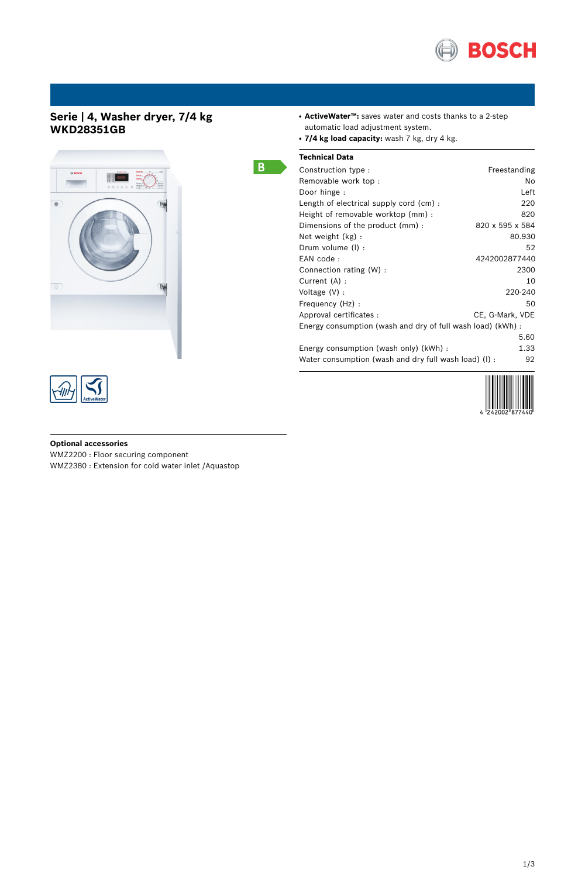# Serie | 4, Washer dryer, 7/4 kg
## WKD28351GB

- **ActiveWater™:** saves water and costs thanks to a 2-step automatic load adjustment system.
- **7/4 kg load capacity:** wash 7 kg, dry 4 kg.

B

### Technical Data

| | |
|---|---|
| Construction type : | Freestanding |
| Removable work top : | No |
| Door hinge : | Left |
| Length of electrical supply cord (cm) : | 220 |
| Height of removable worktop (mm) : | 820 |
| Dimensions of the product (mm) : | 820 x 595 x 584 |
| Net weight (kg) : | 80.930 |
| Drum volume (l) : | 52 |
| EAN code : | 4242002877440 |
| Connection rating (W) : | 2300 |
| Current (A) : | 10 |
| Voltage (V) : | 220-240 |
| Frequency (Hz) : | 50 |
| Approval certificates : | CE, G-Mark, VDE |
| Energy consumption (wash and dry of full wash load) (kWh) : | 5.60 |
| Energy consumption (wash only) (kWh) : | 1.33 |
| Water consumption (wash and dry full wash load) (l) : | 92 |

4 242002 877440

### Optional accessories

WMZ2200 : Floor securing component
WMZ2380 : Extension for cold water inlet /Aquastop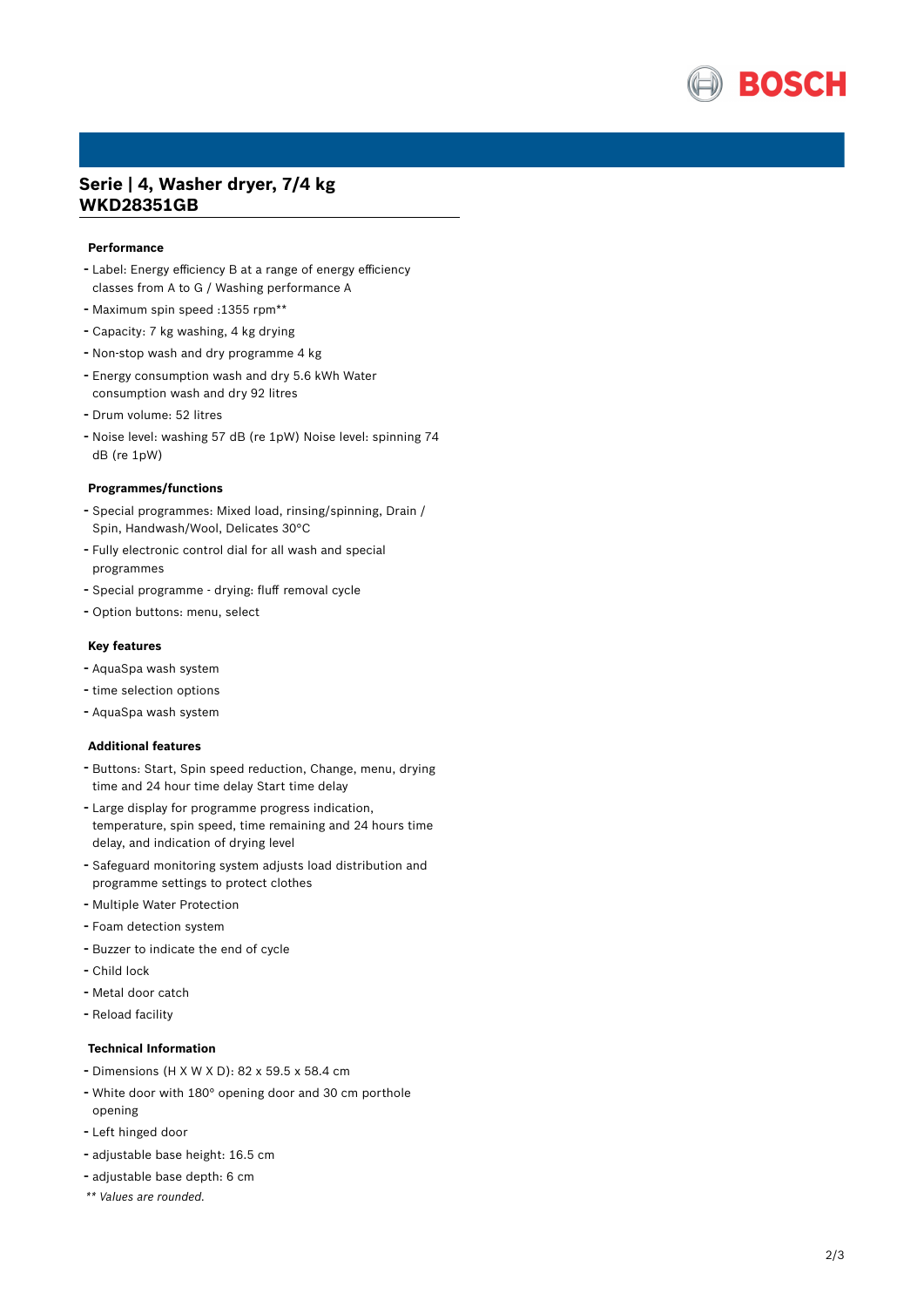# Serie | 4, Washer dryer, 7/4 kg
# WKD28351GB

### Performance

- Label: Energy efficiency B at a range of energy efficiency classes from A to G / Washing performance A
- Maximum spin speed :1355 rpm**
- Capacity: 7 kg washing, 4 kg drying
- Non-stop wash and dry programme 4 kg
- Energy consumption wash and dry 5.6 kWh Water consumption wash and dry 92 litres
- Drum volume: 52 litres
- Noise level: washing 57 dB (re 1pW) Noise level: spinning 74 dB (re 1pW)

### Programmes/functions

- Special programmes: Mixed load, rinsing/spinning, Drain / Spin, Handwash/Wool, Delicates 30°C
- Fully electronic control dial for all wash and special programmes
- Special programme - drying: fluff removal cycle
- Option buttons: menu, select

### Key features

- AquaSpa wash system
- time selection options
- AquaSpa wash system

### Additional features

- Buttons: Start, Spin speed reduction, Change, menu, drying time and 24 hour time delay Start time delay
- Large display for programme progress indication, temperature, spin speed, time remaining and 24 hours time delay, and indication of drying level
- Safeguard monitoring system adjusts load distribution and programme settings to protect clothes
- Multiple Water Protection
- Foam detection system
- Buzzer to indicate the end of cycle
- Child lock
- Metal door catch
- Reload facility

### Technical Information

- Dimensions (H X W X D): 82 x 59.5 x 58.4 cm
- White door with 180° opening door and 30 cm porthole opening
- Left hinged door
- adjustable base height: 16.5 cm
- adjustable base depth: 6 cm

*** Values are rounded.*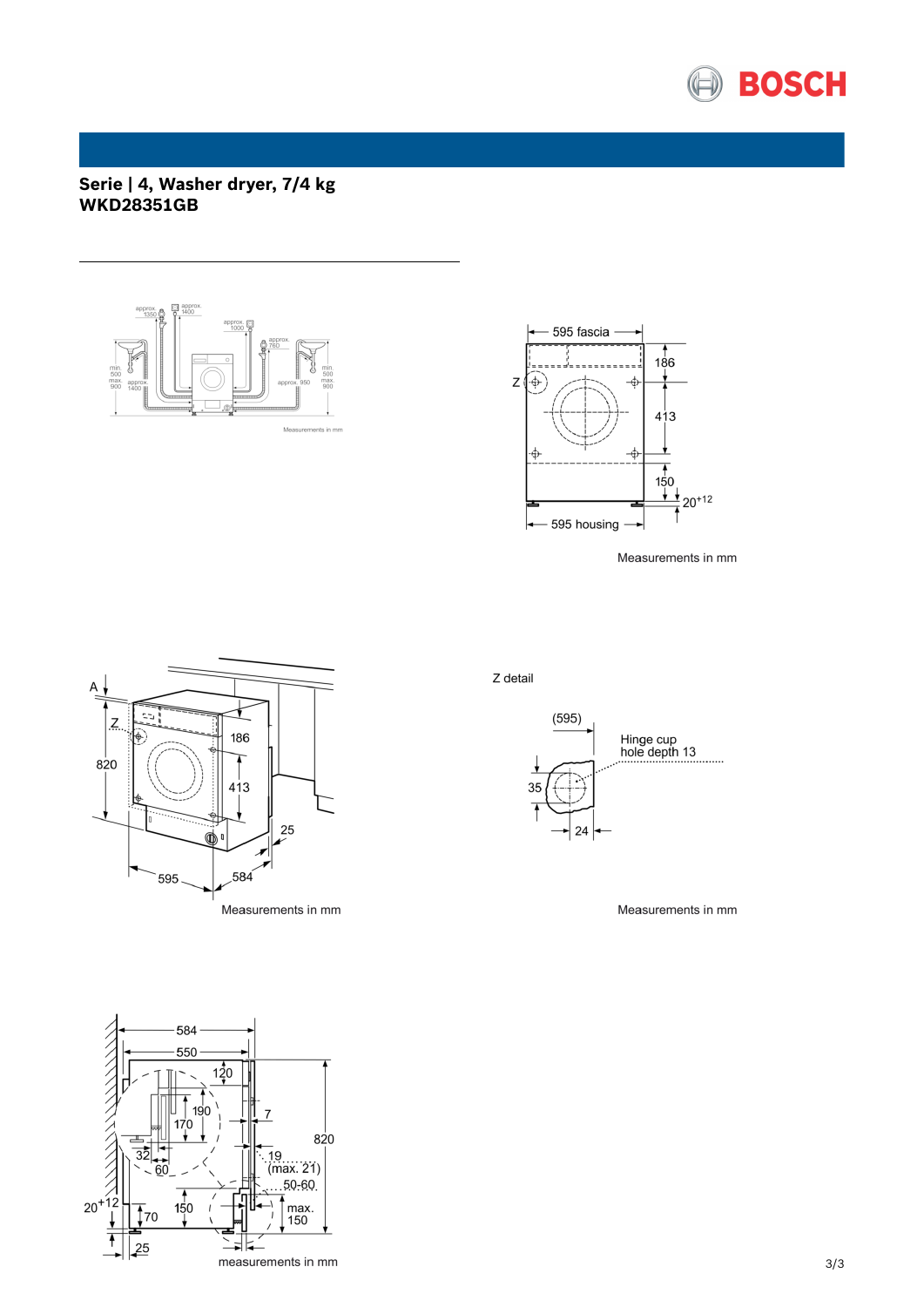# Serie | 4, Washer dryer, 7/4 kg
## WKD28351GB

approx. 1350
approx. 1400
approx. 1000
approx. 760
min. 500
max. 900
approx. 1400
approx. 950
min. 500
max. 900
Measurements in mm

595 fascia
Z
186
413
150
$20^{+12}$
595 housing
Measurements in mm

A
Z
820
186
413
25
595
584
Measurements in mm

Z detail
(595)
Hinge cup
hole depth 13
35
24
Measurements in mm

584
550
120
190
170
7
820
32
60
19
(max. 21)
50-60
$20^{+12}$
150
70
max.
150
25
measurements in mm